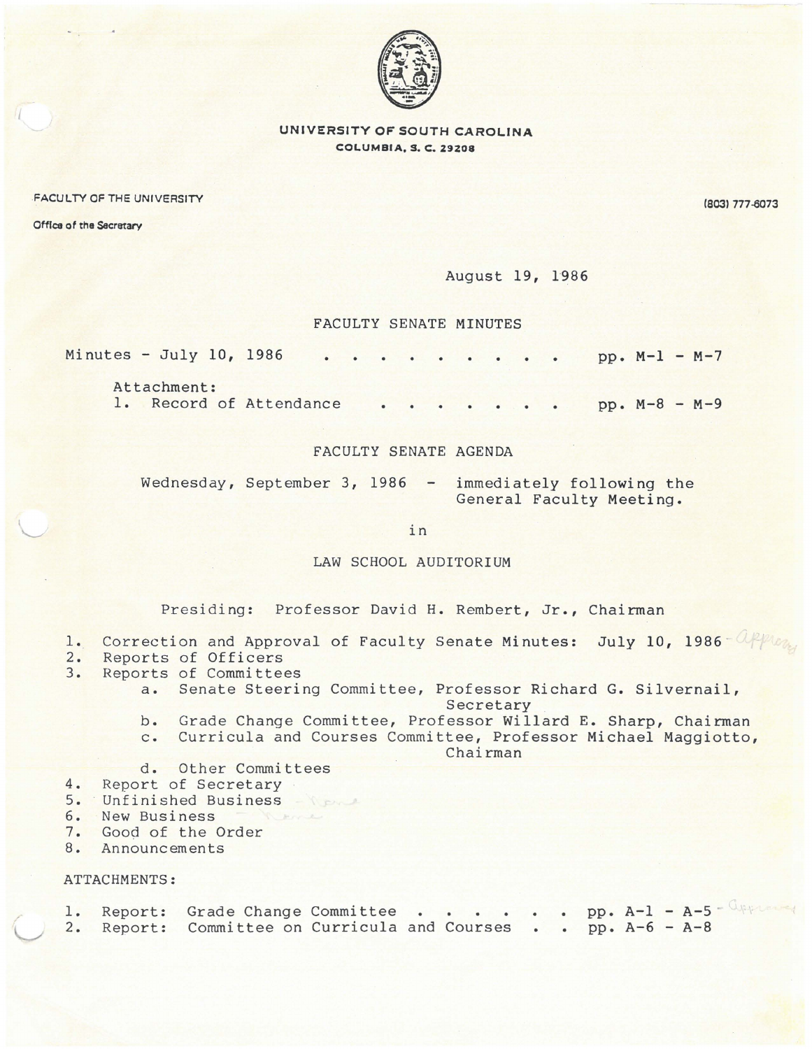**UNIVERSITY OF SOUTH CAROLINA**
**COLUMBIA, S. C. 29208**

FACULTY OF THE UNIVERSITY

Office of the Secretary

(803) 777-6073

August 19, 1986

## FACULTY SENATE MINUTES

Minutes - July 10, 1986 . . . . . . . . . . pp. M-1 - M-7

Attachment:
1. Record of Attendance . . . . . . . . pp. M-8 - M-9

## FACULTY SENATE AGENDA

Wednesday, September 3, 1986 - immediately following the General Faculty Meeting.

in

LAW SCHOOL AUDITORIUM

Presiding: Professor David H. Rembert, Jr., Chairman

1. Correction and Approval of Faculty Senate Minutes: July 10, 1986 - approved
2. Reports of Officers
3. Reports of Committees
   a. Senate Steering Committee, Professor Richard G. Silvernail, Secretary
   b. Grade Change Committee, Professor Willard E. Sharp, Chairman
   c. Curricula and Courses Committee, Professor Michael Maggiotto, Chairman
   d. Other Committees
4. Report of Secretary
5. Unfinished Business - None
6. New Business - None
7. Good of the Order
8. Announcements

ATTACHMENTS:

1. Report: Grade Change Committee . . . . . . . pp. A-1 - A-5 - approved
2. Report: Committee on Curricula and Courses . . pp. A-6 - A-8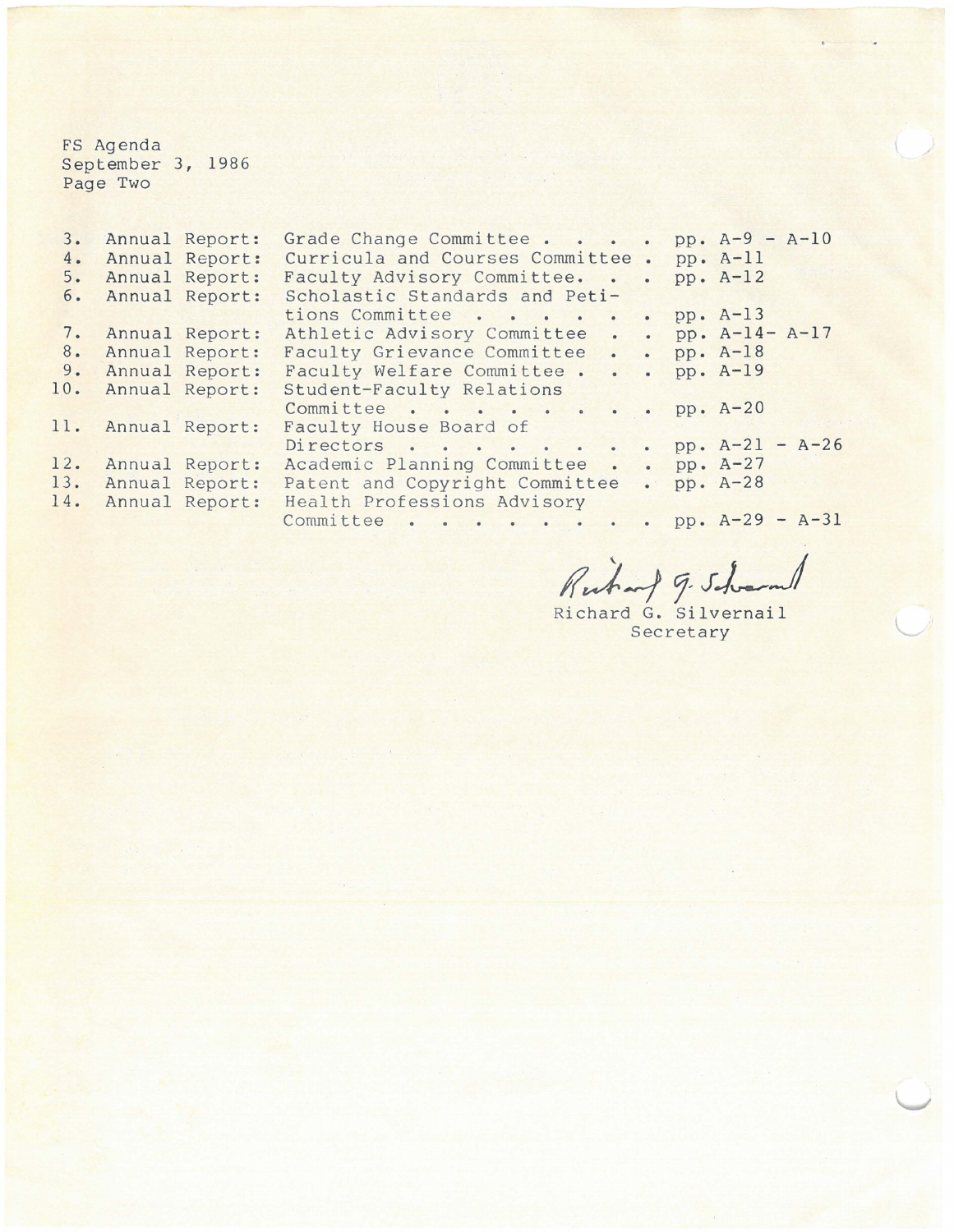FS Agenda
September 3, 1986
Page Two

3. Annual Report: Grade Change Committee . . . . . pp. A-9 - A-10
4. Annual Report: Curricula and Courses Committee . pp. A-11
5. Annual Report: Faculty Advisory Committee. . . pp. A-12
6. Annual Report: Scholastic Standards and Petitions Committee . . . . . . pp. A-13
7. Annual Report: Athletic Advisory Committee . . pp. A-14- A-17
8. Annual Report: Faculty Grievance Committee . . pp. A-18
9. Annual Report: Faculty Welfare Committee . . . pp. A-19
10. Annual Report: Student-Faculty Relations Committee . . . . . . . . . pp. A-20
11. Annual Report: Faculty House Board of Directors . . . . . . . . . pp. A-21 - A-26
12. Annual Report: Academic Planning Committee . . pp. A-27
13. Annual Report: Patent and Copyright Committee . pp. A-28
14. Annual Report: Health Professions Advisory Committee . . . . . . . . . pp. A-29 - A-31

Richard G. Silvernail
Secretary